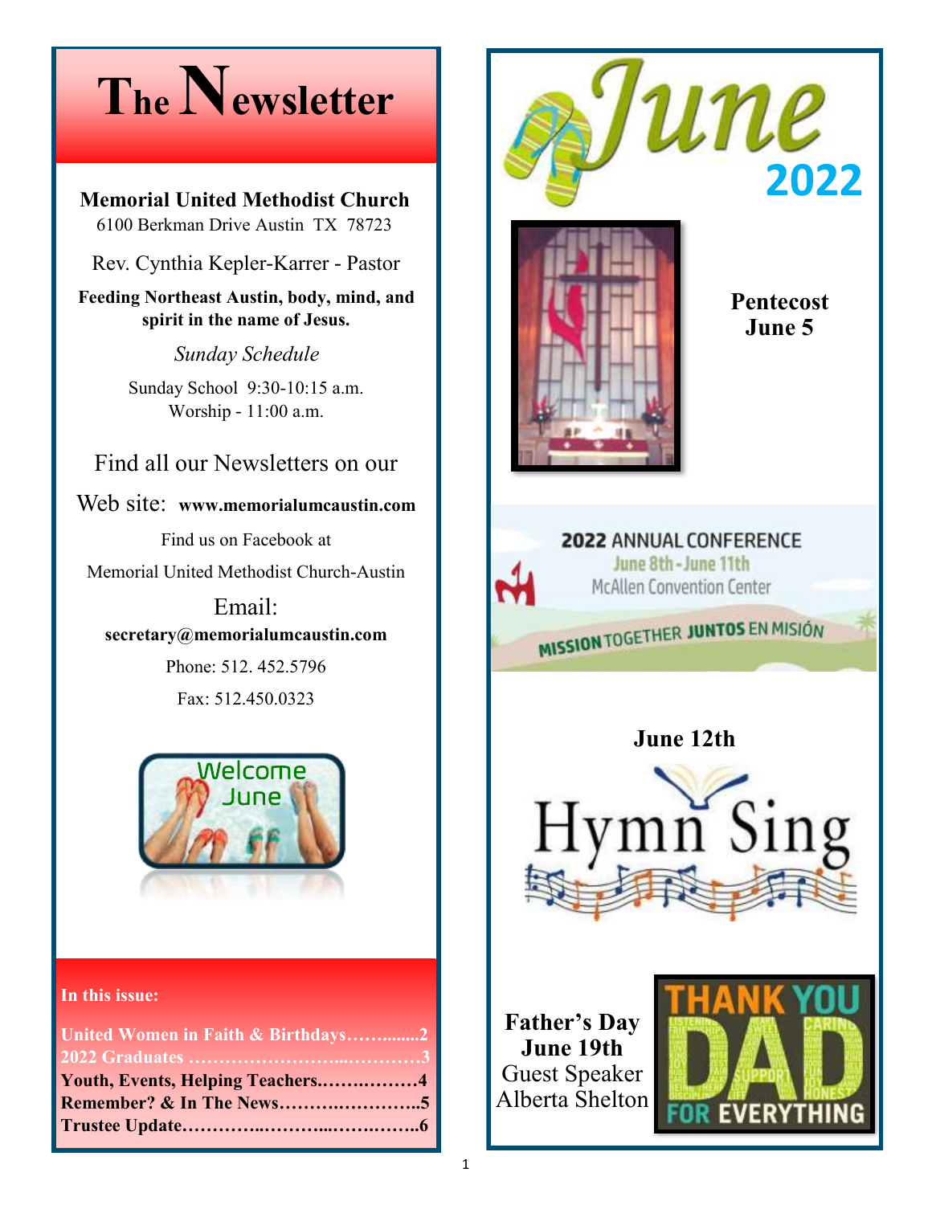# The Newsletter

**Memorial United Methodist Church**
6100 Berkman Drive Austin TX 78723

Rev. Cynthia Kepler-Karrer - Pastor

**Feeding Northeast Austin, body, mind, and spirit in the name of Jesus.**

*Sunday Schedule*

Sunday School 9:30-10:15 a.m.
Worship - 11:00 a.m.

Find all our Newsletters on our

Web site: **www.memorialumcaustin.com**

Find us on Facebook at
Memorial United Methodist Church-Austin

Email:
**secretary@memorialumcaustin.com**

Phone: 512. 452.5796

Fax: 512.450.0323

Welcome June

**In this issue:**

**United Women in Faith & Birthdays……........2**
**2022 Graduates ……………………...…………3**
**Youth, Events, Helping Teachers.…….………4**
**Remember? & In The News…………………..5**
**Trustee Update………...………...…….……..6**

# June 2022

**Pentecost**
**June 5**

2022 ANNUAL CONFERENCE
June 8th - June 11th
McAllen Convention Center
MISSION TOGETHER JUNTOS EN MISIÓN

**June 12th**

Hymn Sing

**Father's Day**
**June 19th**
Guest Speaker
Alberta Shelton

THANK YOU DAD FOR EVERYTHING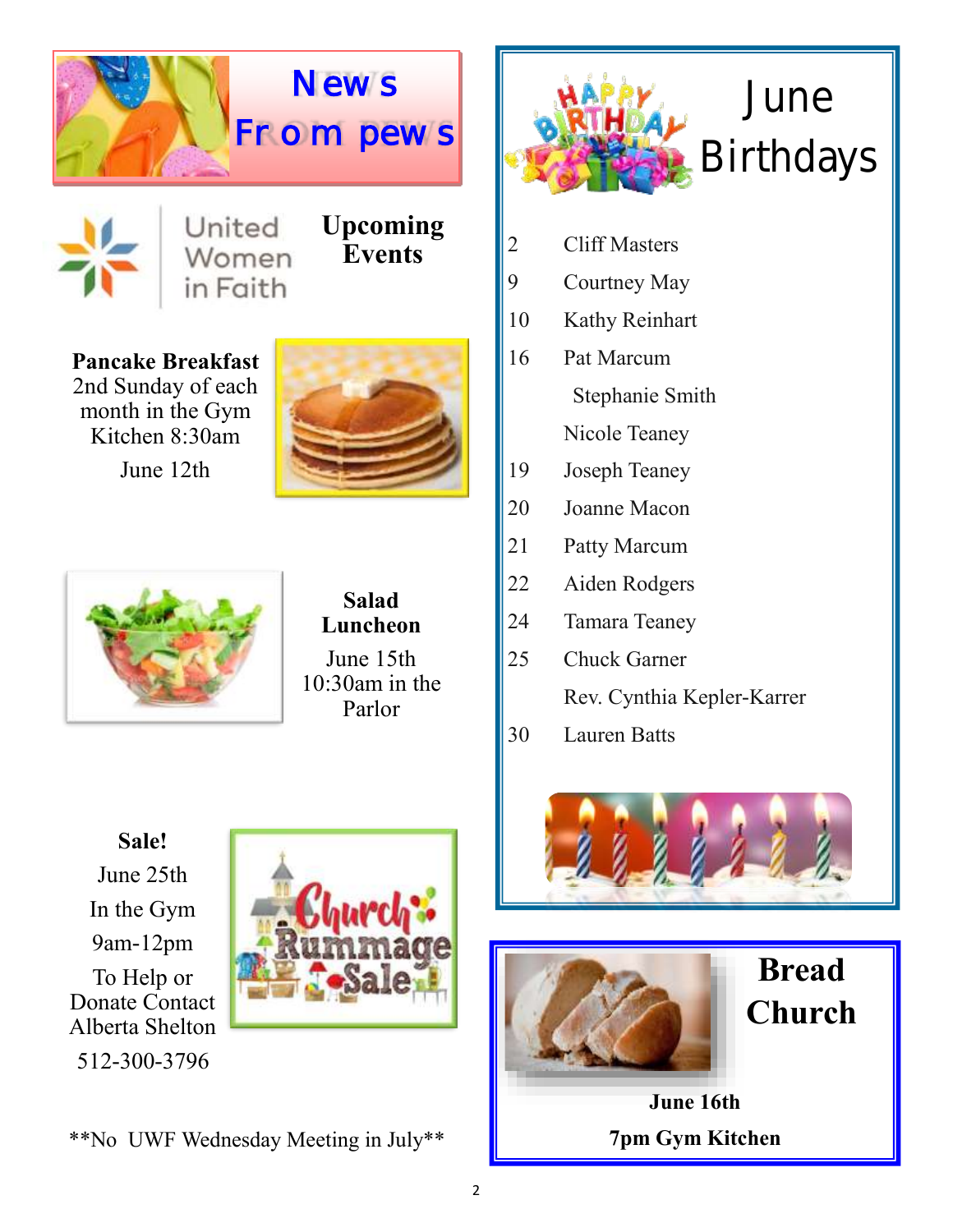# News From pews

## United Women in Faith

## Upcoming Events

**Pancake Breakfast**
2nd Sunday of each month in the Gym Kitchen 8:30am
June 12th

**Salad Luncheon**
June 15th
10:30am in the Parlor

**Sale!**
June 25th
In the Gym
9am-12pm
To Help or Donate Contact Alberta Shelton
512-300-3796

Church Rummage Sale

**No UWF Wednesday Meeting in July**

# June Birthdays

| | |
|---|---|
| 2 | Cliff Masters |
| 9 | Courtney May |
| 10 | Kathy Reinhart |
| 16 | Pat Marcum |
| | Stephanie Smith |
| | Nicole Teaney |
| 19 | Joseph Teaney |
| 20 | Joanne Macon |
| 21 | Patty Marcum |
| 22 | Aiden Rodgers |
| 24 | Tamara Teaney |
| 25 | Chuck Garner |
| | Rev. Cynthia Kepler-Karrer |
| 30 | Lauren Batts |

## Bread Church

**June 16th**

**7pm Gym Kitchen**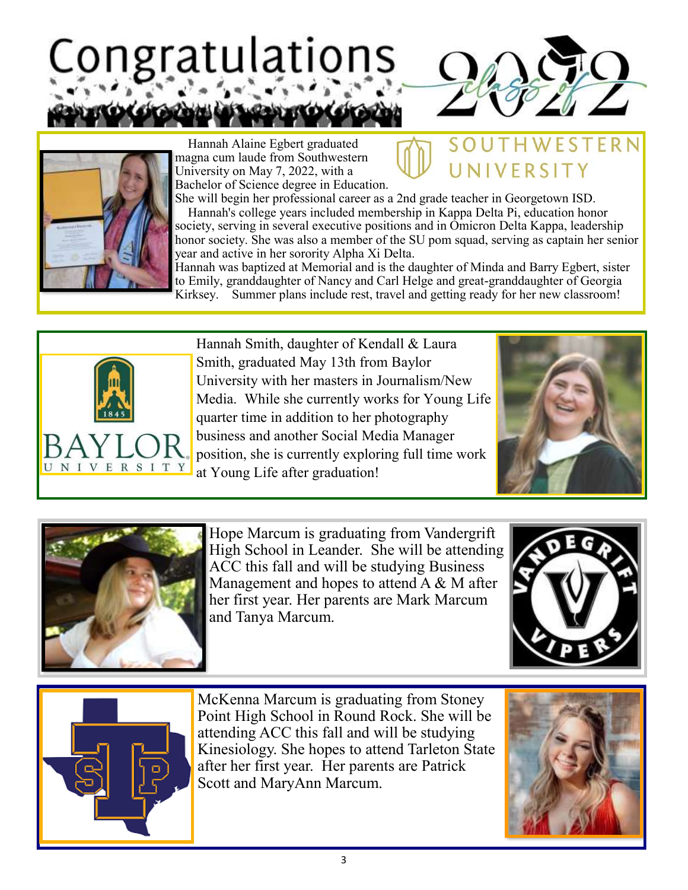# Congratulations Class of 2022

Hannah Alaine Egbert graduated magna cum laude from Southwestern University on May 7, 2022, with a Bachelor of Science degree in Education. She will begin her professional career as a 2nd grade teacher in Georgetown ISD.

Hannah's college years included membership in Kappa Delta Pi, education honor society, serving in several executive positions and in Omicron Delta Kappa, leadership honor society. She was also a member of the SU pom squad, serving as captain her senior year and active in her sorority Alpha Xi Delta.

Hannah was baptized at Memorial and is the daughter of Minda and Barry Egbert, sister to Emily, granddaughter of Nancy and Carl Helge and great-granddaughter of Georgia Kirksey. Summer plans include rest, travel and getting ready for her new classroom!

Hannah Smith, daughter of Kendall & Laura Smith, graduated May 13th from Baylor University with her masters in Journalism/New Media. While she currently works for Young Life quarter time in addition to her photography business and another Social Media Manager position, she is currently exploring full time work at Young Life after graduation!

Hope Marcum is graduating from Vandergrift High School in Leander. She will be attending ACC this fall and will be studying Business Management and hopes to attend A & M after her first year. Her parents are Mark Marcum and Tanya Marcum.

McKenna Marcum is graduating from Stoney Point High School in Round Rock. She will be attending ACC this fall and will be studying Kinesiology. She hopes to attend Tarleton State after her first year. Her parents are Patrick Scott and MaryAnn Marcum.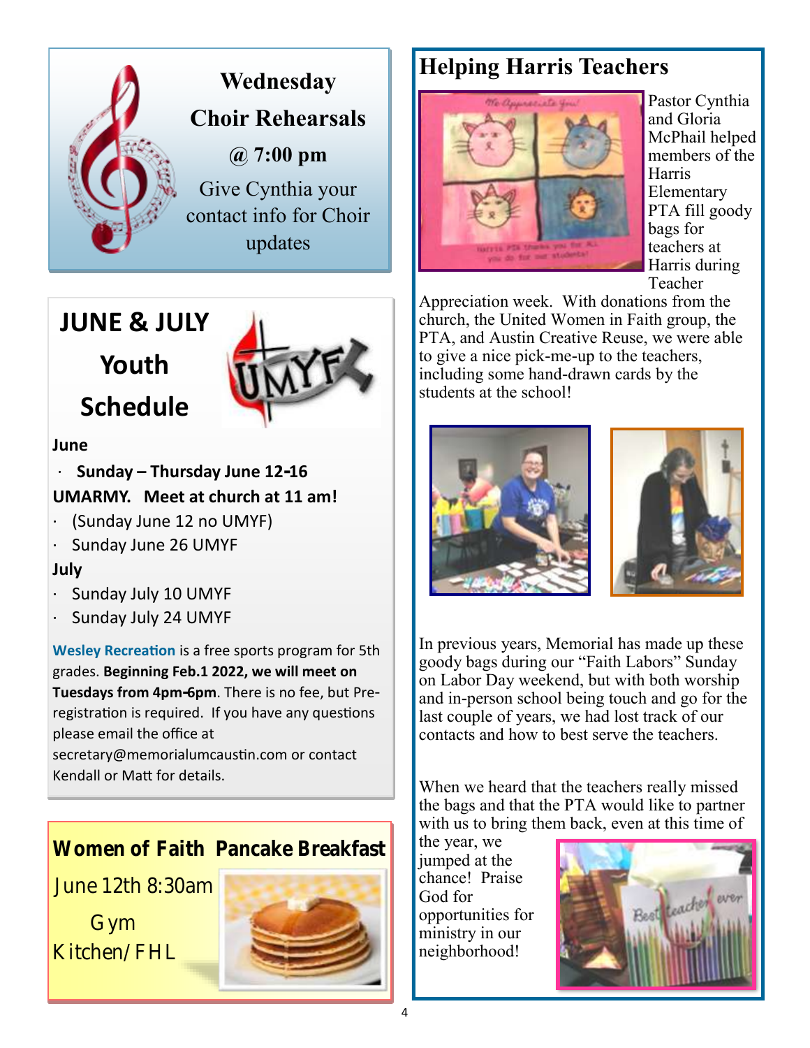## Wednesday Choir Rehearsals @ 7:00 pm

Give Cynthia your contact info for Choir updates

## JUNE & JULY Youth Schedule

**June**

- **Sunday – Thursday June 12-16**

**UMARMY. Meet at church at 11 am!**

- (Sunday June 12 no UMYF)
- Sunday June 26 UMYF

**July**

- Sunday July 10 UMYF
- Sunday July 24 UMYF

**Wesley Recreation** is a free sports program for 5th grades. **Beginning Feb.1 2022, we will meet on Tuesdays from 4pm-6pm**. There is no fee, but Pre-registration is required. If you have any questions please email the office at secretary@memorialumcaustin.com or contact Kendall or Matt for details.

## Women of Faith Pancake Breakfast

June 12th 8:30am

Gym Kitchen/FHL

## Helping Harris Teachers

Pastor Cynthia and Gloria McPhail helped members of the Harris Elementary PTA fill goody bags for teachers at Harris during Teacher Appreciation week. With donations from the church, the United Women in Faith group, the PTA, and Austin Creative Reuse, we were able to give a nice pick-me-up to the teachers, including some hand-drawn cards by the students at the school!

In previous years, Memorial has made up these goody bags during our "Faith Labors" Sunday on Labor Day weekend, but with both worship and in-person school being touch and go for the last couple of years, we had lost track of our contacts and how to best serve the teachers.

When we heard that the teachers really missed the bags and that the PTA would like to partner with us to bring them back, even at this time of the year, we jumped at the chance! Praise God for opportunities for ministry in our neighborhood!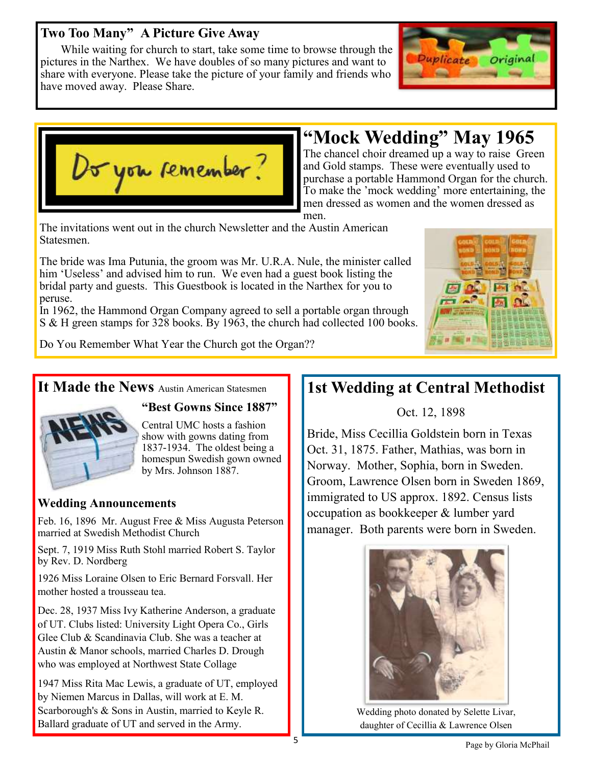## Two Too Many" A Picture Give Away

While waiting for church to start, take some time to browse through the pictures in the Narthex. We have doubles of so many pictures and want to share with everyone. Please take the picture of your family and friends who have moved away. Please Share.

## "Mock Wedding" May 1965

Do you remember?

The chancel choir dreamed up a way to raise Green and Gold stamps. These were eventually used to purchase a portable Hammond Organ for the church. To make the 'mock wedding' more entertaining, the men dressed as women and the women dressed as men.

The invitations went out in the church Newsletter and the Austin American Statesmen.

The bride was Ima Putunia, the groom was Mr. U.R.A. Nule, the minister called him 'Useless' and advised him to run. We even had a guest book listing the bridal party and guests. This Guestbook is located in the Narthex for you to peruse.

In 1962, the Hammond Organ Company agreed to sell a portable organ through S & H green stamps for 328 books. By 1963, the church had collected 100 books.

Do You Remember What Year the Church got the Organ??

## It Made the News Austin American Statesmen

### "Best Gowns Since 1887"

Central UMC hosts a fashion show with gowns dating from 1837-1934. The oldest being a homespun Swedish gown owned by Mrs. Johnson 1887.

### Wedding Announcements

Feb. 16, 1896 Mr. August Free & Miss Augusta Peterson married at Swedish Methodist Church

Sept. 7, 1919 Miss Ruth Stohl married Robert S. Taylor by Rev. D. Nordberg

1926 Miss Loraine Olsen to Eric Bernard Forsvall. Her mother hosted a trousseau tea.

Dec. 28, 1937 Miss Ivy Katherine Anderson, a graduate of UT. Clubs listed: University Light Opera Co., Girls Glee Club & Scandinavia Club. She was a teacher at Austin & Manor schools, married Charles D. Drough who was employed at Northwest State Collage

1947 Miss Rita Mac Lewis, a graduate of UT, employed by Niemen Marcus in Dallas, will work at E. M. Scarborough's & Sons in Austin, married to Keyle R. Ballard graduate of UT and served in the Army.

## 1st Wedding at Central Methodist

Oct. 12, 1898

Bride, Miss Cecillia Goldstein born in Texas Oct. 31, 1875. Father, Mathias, was born in Norway. Mother, Sophia, born in Sweden. Groom, Lawrence Olsen born in Sweden 1869, immigrated to US approx. 1892. Census lists occupation as bookkeeper & lumber yard manager. Both parents were born in Sweden.

Wedding photo donated by Selette Livar, daughter of Cecillia & Lawrence Olsen

Page by Gloria McPhail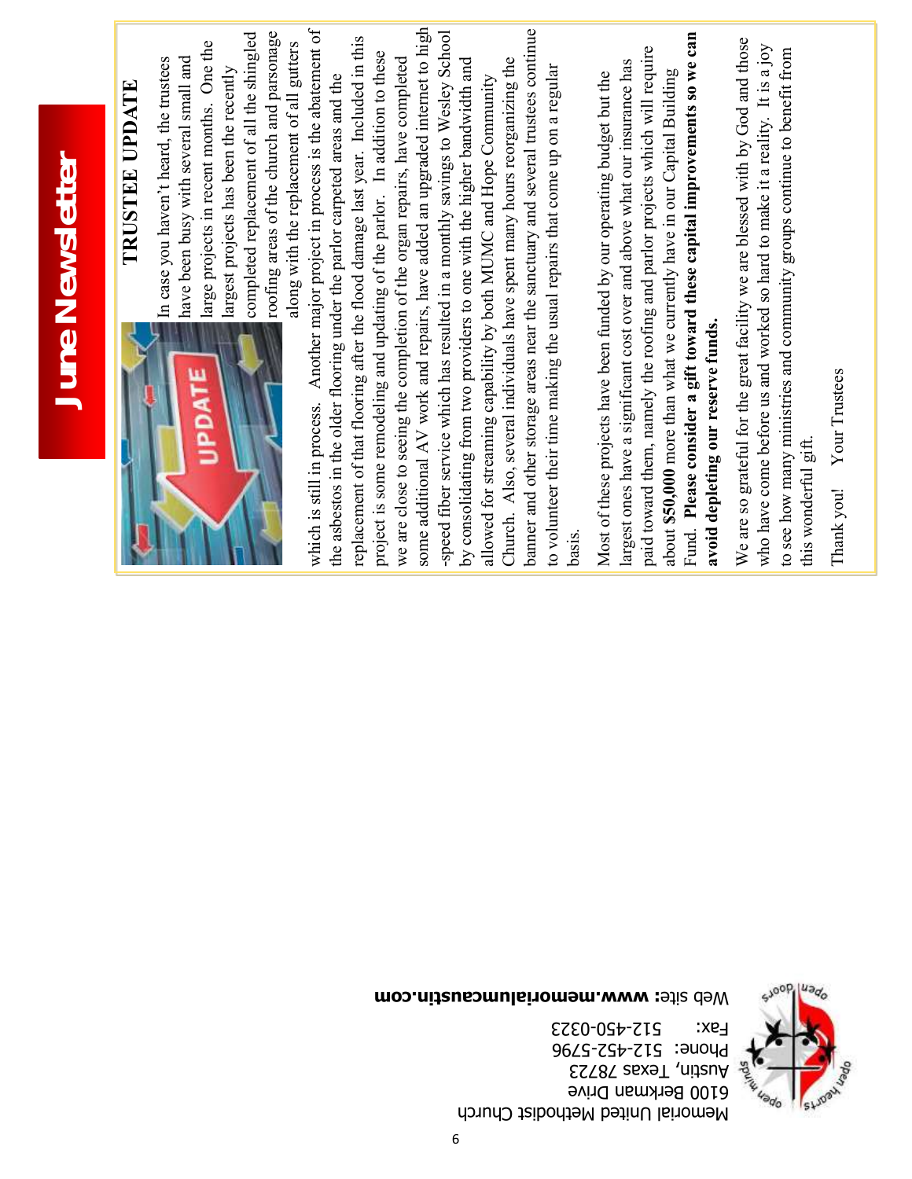# June Newsletter

## TRUSTEE UPDATE

In case you haven't heard, the trustees have been busy with several small and large projects in recent months. One the largest projects has been the recently completed replacement of all the shingled roofing areas of the church and parsonage along with the replacement of all gutters which is still in process. Another major project in process is the abatement of the asbestos in the older flooring under the parlor carpeted areas and the replacement of that flooring after the flood damage last year. Included in this project is some remodeling and updating of the parlor. In addition to these we are close to seeing the completion of the organ repairs, have completed some additional AV work and repairs, have added an upgraded internet to high -speed fiber service which has resulted in a monthly savings to Wesley School by consolidating from two providers to one with the higher bandwidth and allowed for streaming capability by both MUMC and Hope Community Church. Also, several individuals have spent many hours reorganizing the banner and other storage areas near the sanctuary and several trustees continue to volunteer their time making the usual repairs that come up on a regular basis.

Most of these projects have been funded by our operating budget but the largest ones have a significant cost over and above what our insurance has paid toward them, namely the roofing and parlor projects which will require about **$50,000** more than what we currently have in our Capital Building Fund. **Please consider a gift toward these capital improvements so we can avoid depleting our reserve funds.**

We are so grateful for the great facility we are blessed with by God and those who have come before us and worked so hard to make it a reality. It is a joy to see how many ministries and community groups continue to benefit from this wonderful gift.

Thank you! Your Trustees

Memorial United Methodist Church
6100 Berkman Drive
Austin, Texas 78723
Phone: 512-452-5796
Fax: 512-450-0323
Web site: **www.memorialumcaustin.com**

open hearts · open minds · open doors